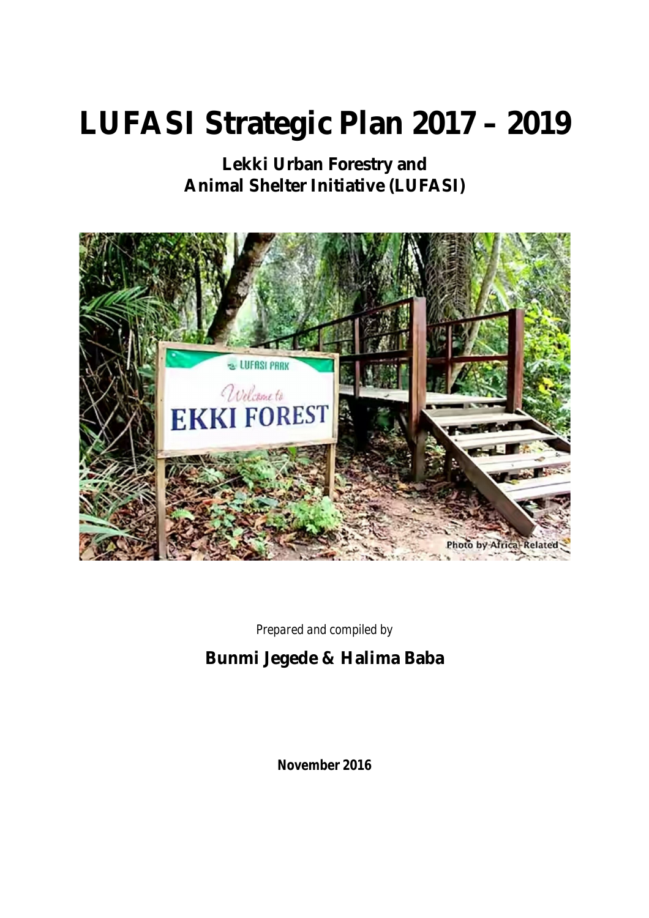# LUFASI Strategic Plan 2017 – 2019

**Lekki Urban Forestry and Animal Shelter Initiative (LUFASI)**

*Prepared and compiled by*

**Bunmi Jegede & Halima Baba**

**November 2016**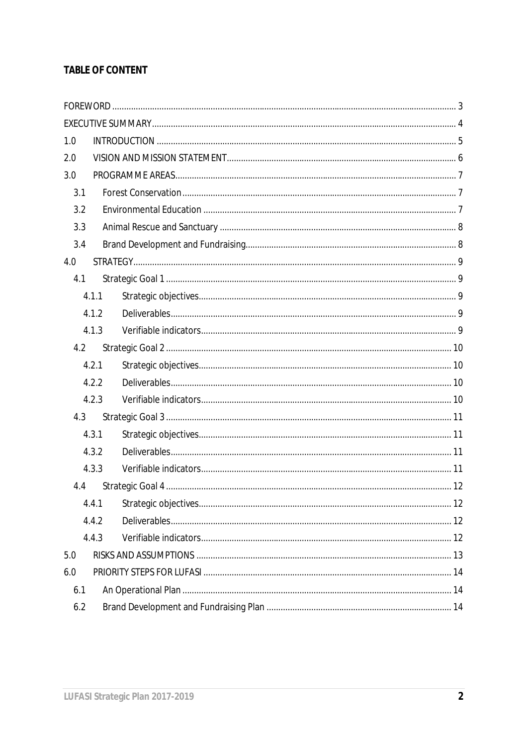**TABLE OF CONTENT**

FOREWORD ... 3
EXECUTIVE SUMMARY ... 4
1.0 INTRODUCTION ... 5
2.0 VISION AND MISSION STATEMENT ... 6
3.0 PROGRAMME AREAS ... 7
- 3.1 Forest Conservation ... 7
- 3.2 Environmental Education ... 7
- 3.3 Animal Rescue and Sanctuary ... 8
- 3.4 Brand Development and Fundraising ... 8

4.0 STRATEGY ... 9
- 4.1 Strategic Goal 1 ... 9
  - 4.1.1 Strategic objectives ... 9
  - 4.1.2 Deliverables ... 9
  - 4.1.3 Verifiable indicators ... 9
- 4.2 Strategic Goal 2 ... 10
  - 4.2.1 Strategic objectives ... 10
  - 4.2.2 Deliverables ... 10
  - 4.2.3 Verifiable indicators ... 10
- 4.3 Strategic Goal 3 ... 11
  - 4.3.1 Strategic objectives ... 11
  - 4.3.2 Deliverables ... 11
  - 4.3.3 Verifiable indicators ... 11
- 4.4 Strategic Goal 4 ... 12
  - 4.4.1 Strategic objectives ... 12
  - 4.4.2 Deliverables ... 12
  - 4.4.3 Verifiable indicators ... 12

5.0 RISKS AND ASSUMPTIONS ... 13
6.0 PRIORITY STEPS FOR LUFASI ... 14
- 6.1 An Operational Plan ... 14
- 6.2 Brand Development and Fundraising Plan ... 14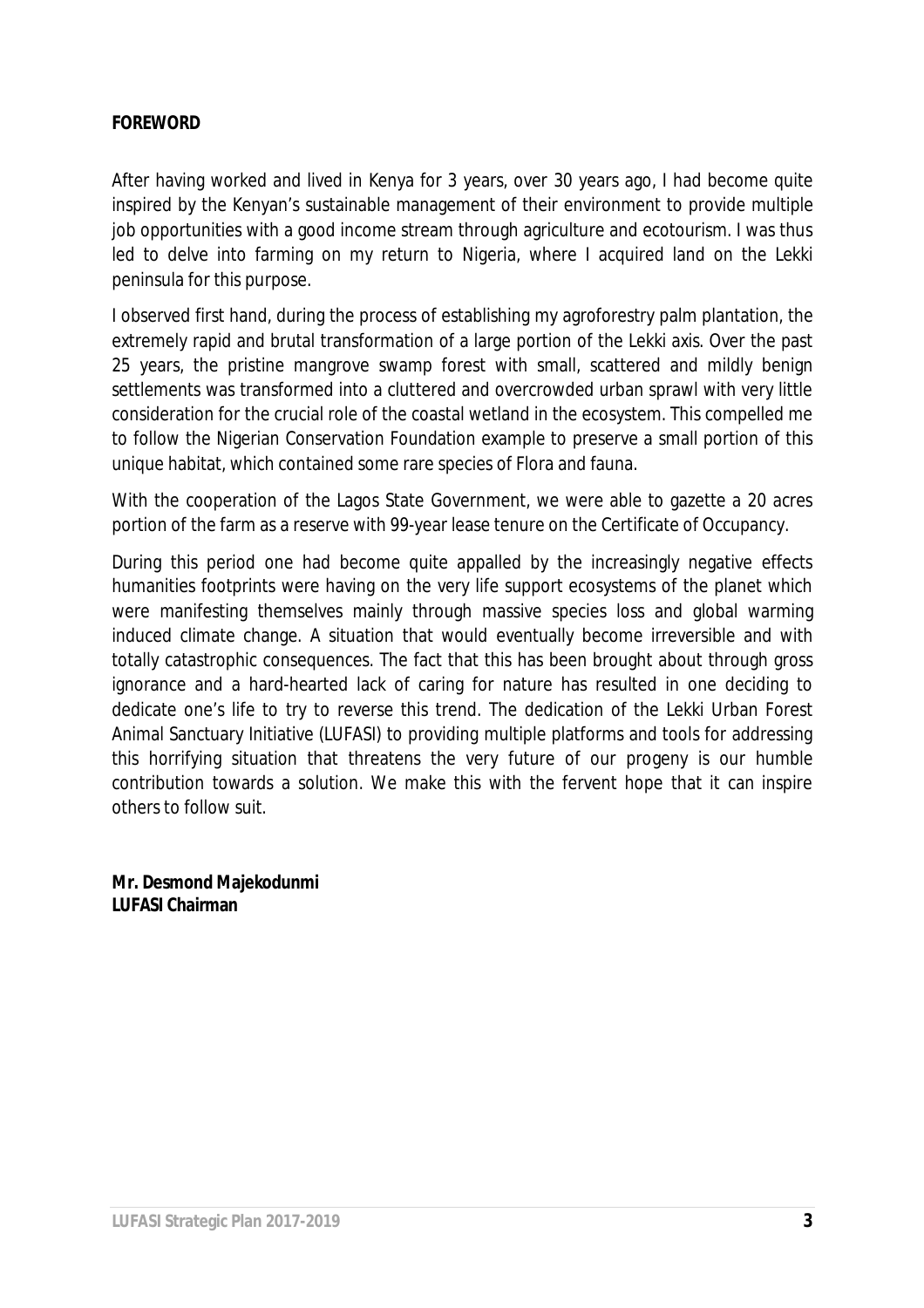## FOREWORD

After having worked and lived in Kenya for 3 years, over 30 years ago, I had become quite inspired by the Kenyan's sustainable management of their environment to provide multiple job opportunities with a good income stream through agriculture and ecotourism. I was thus led to delve into farming on my return to Nigeria, where I acquired land on the Lekki peninsula for this purpose.

I observed first hand, during the process of establishing my agroforestry palm plantation, the extremely rapid and brutal transformation of a large portion of the Lekki axis. Over the past 25 years, the pristine mangrove swamp forest with small, scattered and mildly benign settlements was transformed into a cluttered and overcrowded urban sprawl with very little consideration for the crucial role of the coastal wetland in the ecosystem. This compelled me to follow the Nigerian Conservation Foundation example to preserve a small portion of this unique habitat, which contained some rare species of Flora and fauna.

With the cooperation of the Lagos State Government, we were able to gazette a 20 acres portion of the farm as a reserve with 99-year lease tenure on the Certificate of Occupancy.

During this period one had become quite appalled by the increasingly negative effects humanities footprints were having on the very life support ecosystems of the planet which were manifesting themselves mainly through massive species loss and global warming induced climate change. A situation that would eventually become irreversible and with totally catastrophic consequences. The fact that this has been brought about through gross ignorance and a hard-hearted lack of caring for nature has resulted in one deciding to dedicate one's life to try to reverse this trend. The dedication of the Lekki Urban Forest Animal Sanctuary Initiative (LUFASI) to providing multiple platforms and tools for addressing this horrifying situation that threatens the very future of our progeny is our humble contribution towards a solution. We make this with the fervent hope that it can inspire others to follow suit.

**Mr. Desmond Majekodunmi**
**LUFASI Chairman**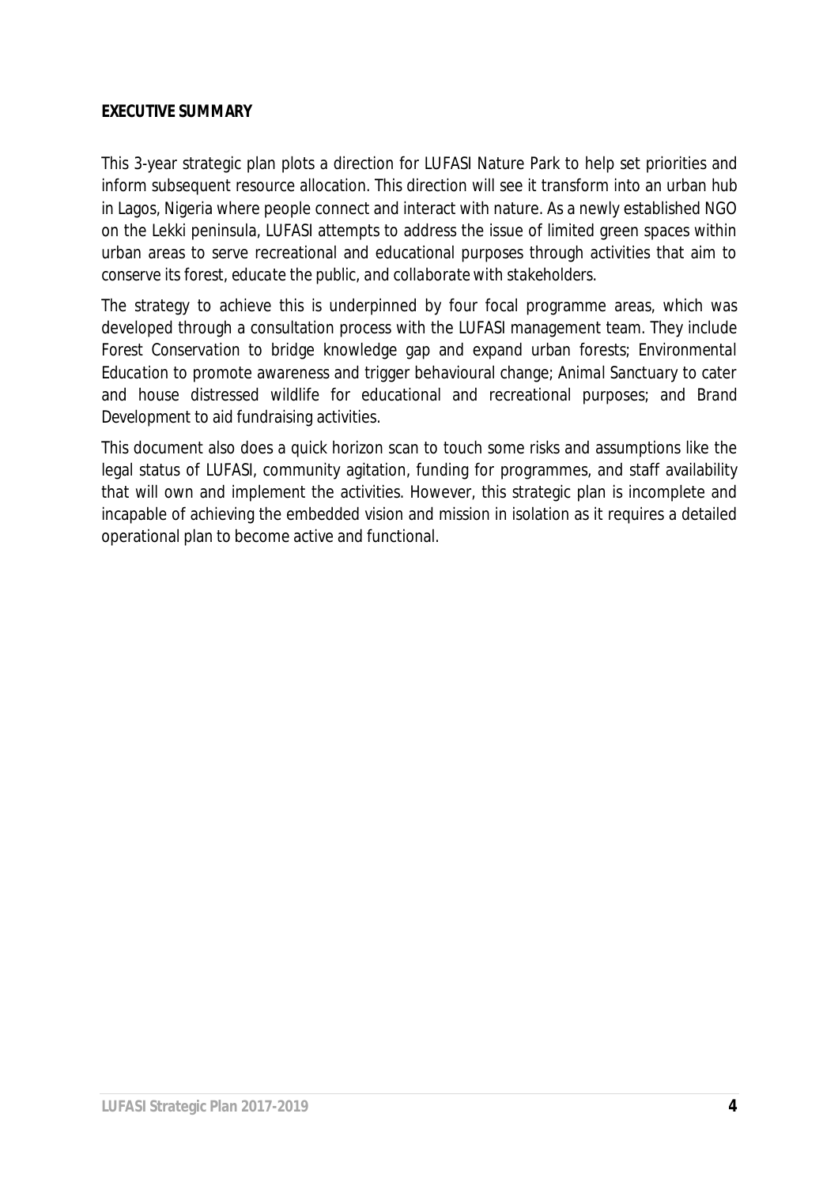**EXECUTIVE SUMMARY**

This 3-year strategic plan plots a direction for LUFASI Nature Park to help set priorities and inform subsequent resource allocation. This direction will see it transform into an urban hub in Lagos, Nigeria where people connect and interact with nature. As a newly established NGO on the Lekki peninsula, LUFASI attempts to address the issue of limited green spaces within urban areas to serve recreational and educational purposes through activities that aim to conserve its forest, educate the public, and collaborate with stakeholders.

The strategy to achieve this is underpinned by four focal programme areas, which was developed through a consultation process with the LUFASI management team. They include Forest Conservation to bridge knowledge gap and expand urban forests; Environmental Education to promote awareness and trigger behavioural change; Animal Sanctuary to cater and house distressed wildlife for educational and recreational purposes; and Brand Development to aid fundraising activities.

This document also does a quick horizon scan to touch some risks and assumptions like the legal status of LUFASI, community agitation, funding for programmes, and staff availability that will own and implement the activities. However, this strategic plan is incomplete and incapable of achieving the embedded vision and mission in isolation as it requires a detailed operational plan to become active and functional.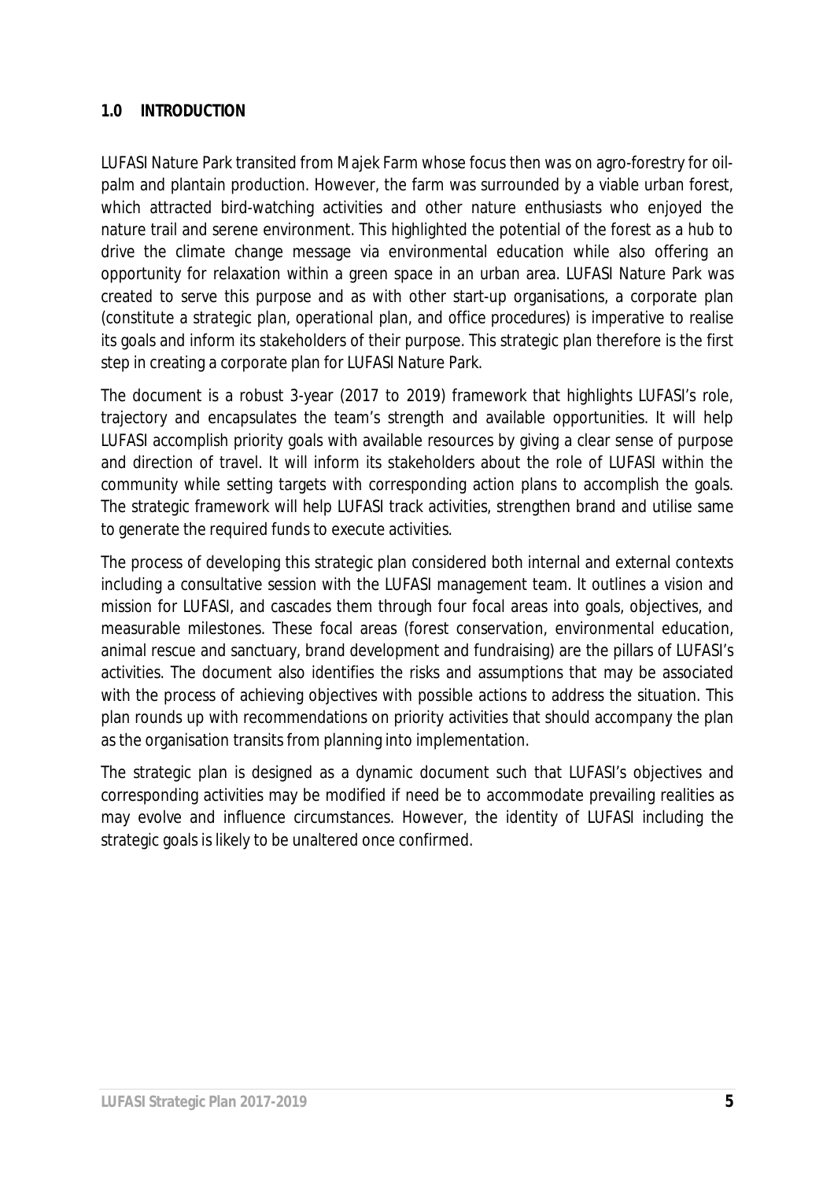## 1.0 INTRODUCTION

LUFASI Nature Park transited from Majek Farm whose focus then was on agro-forestry for oil-palm and plantain production. However, the farm was surrounded by a viable urban forest, which attracted bird-watching activities and other nature enthusiasts who enjoyed the nature trail and serene environment. This highlighted the potential of the forest as a hub to drive the climate change message via environmental education while also offering an opportunity for relaxation within a green space in an urban area. LUFASI Nature Park was created to serve this purpose and as with other start-up organisations, a corporate plan (constitute a strategic plan, operational plan, and office procedures) is imperative to realise its goals and inform its stakeholders of their purpose. This strategic plan therefore is the first step in creating a corporate plan for LUFASI Nature Park.

The document is a robust 3-year (2017 to 2019) framework that highlights LUFASI's role, trajectory and encapsulates the team's strength and available opportunities. It will help LUFASI accomplish priority goals with available resources by giving a clear sense of purpose and direction of travel. It will inform its stakeholders about the role of LUFASI within the community while setting targets with corresponding action plans to accomplish the goals. The strategic framework will help LUFASI track activities, strengthen brand and utilise same to generate the required funds to execute activities.

The process of developing this strategic plan considered both internal and external contexts including a consultative session with the LUFASI management team. It outlines a vision and mission for LUFASI, and cascades them through four focal areas into goals, objectives, and measurable milestones. These focal areas (forest conservation, environmental education, animal rescue and sanctuary, brand development and fundraising) are the pillars of LUFASI's activities. The document also identifies the risks and assumptions that may be associated with the process of achieving objectives with possible actions to address the situation. This plan rounds up with recommendations on priority activities that should accompany the plan as the organisation transits from planning into implementation.

The strategic plan is designed as a dynamic document such that LUFASI's objectives and corresponding activities may be modified if need be to accommodate prevailing realities as may evolve and influence circumstances. However, the identity of LUFASI including the strategic goals is likely to be unaltered once confirmed.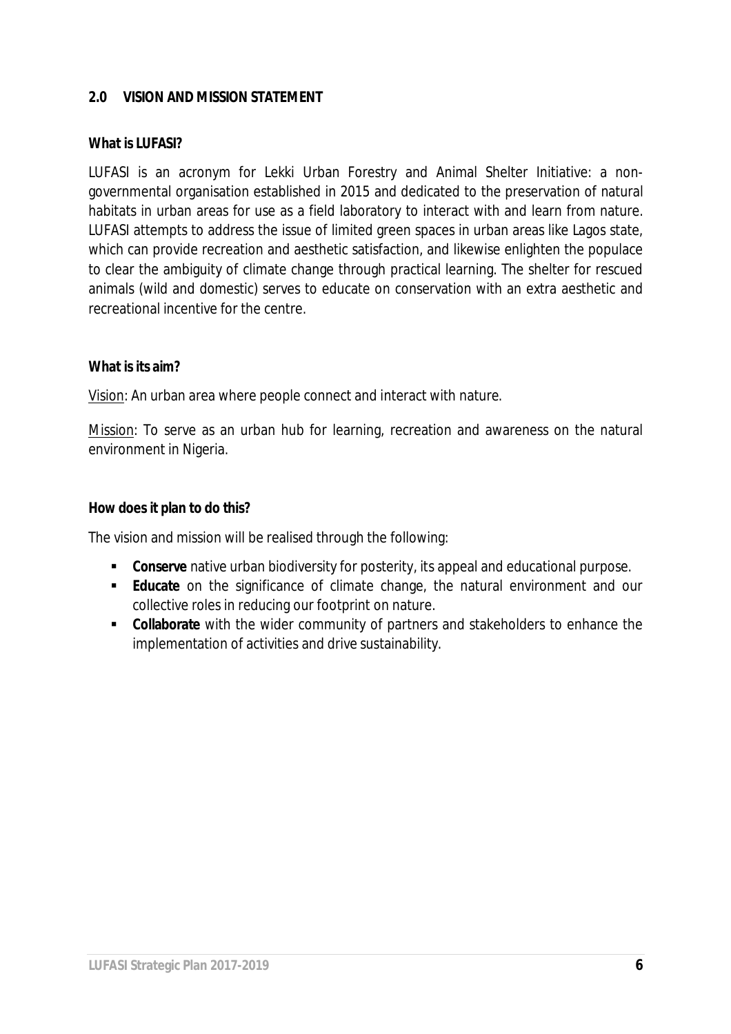## 2.0 VISION AND MISSION STATEMENT

**What is LUFASI?**

LUFASI is an acronym for Lekki Urban Forestry and Animal Shelter Initiative: a non-governmental organisation established in 2015 and dedicated to the preservation of natural habitats in urban areas for use as a field laboratory to interact with and learn from nature. LUFASI attempts to address the issue of limited green spaces in urban areas like Lagos state, which can provide recreation and aesthetic satisfaction, and likewise enlighten the populace to clear the ambiguity of climate change through practical learning. The shelter for rescued animals (wild and domestic) serves to educate on conservation with an extra aesthetic and recreational incentive for the centre.

**What is its aim?**

<u>Vision</u>: An urban area where people connect and interact with nature.

<u>Mission</u>: To serve as an urban hub for learning, recreation and awareness on the natural environment in Nigeria.

**How does it plan to do this?**

The vision and mission will be realised through the following:

- **Conserve** native urban biodiversity for posterity, its appeal and educational purpose.
- **Educate** on the significance of climate change, the natural environment and our collective roles in reducing our footprint on nature.
- **Collaborate** with the wider community of partners and stakeholders to enhance the implementation of activities and drive sustainability.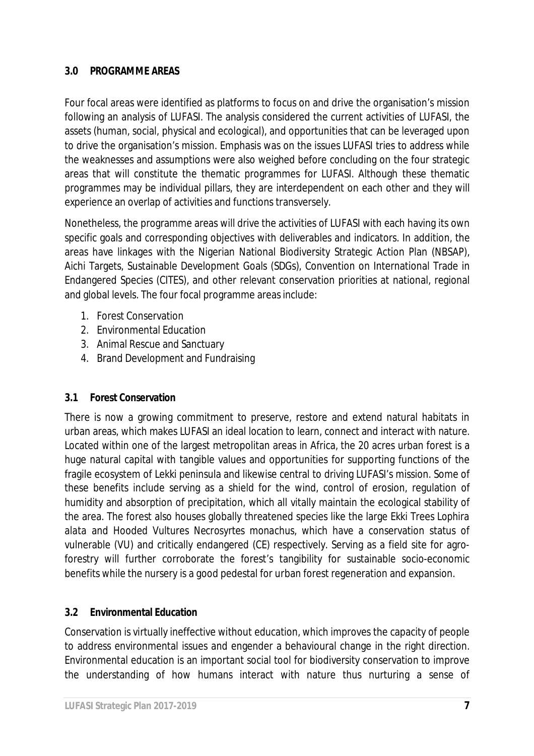## 3.0 PROGRAMME AREAS

Four focal areas were identified as platforms to focus on and drive the organisation's mission following an analysis of LUFASI. The analysis considered the current activities of LUFASI, the assets (human, social, physical and ecological), and opportunities that can be leveraged upon to drive the organisation's mission. Emphasis was on the issues LUFASI tries to address while the weaknesses and assumptions were also weighed before concluding on the four strategic areas that will constitute the thematic programmes for LUFASI. Although these thematic programmes may be individual pillars, they are interdependent on each other and they will experience an overlap of activities and functions transversely.

Nonetheless, the programme areas will drive the activities of LUFASI with each having its own specific goals and corresponding objectives with deliverables and indicators. In addition, the areas have linkages with the Nigerian National Biodiversity Strategic Action Plan (NBSAP), Aichi Targets, Sustainable Development Goals (SDGs), Convention on International Trade in Endangered Species (CITES), and other relevant conservation priorities at national, regional and global levels. The four focal programme areas include:

1. Forest Conservation
2. Environmental Education
3. Animal Rescue and Sanctuary
4. Brand Development and Fundraising

### 3.1 Forest Conservation

There is now a growing commitment to preserve, restore and extend natural habitats in urban areas, which makes LUFASI an ideal location to learn, connect and interact with nature. Located within one of the largest metropolitan areas in Africa, the 20 acres urban forest is a huge natural capital with tangible values and opportunities for supporting functions of the fragile ecosystem of Lekki peninsula and likewise central to driving LUFASI's mission. Some of these benefits include serving as a shield for the wind, control of erosion, regulation of humidity and absorption of precipitation, which all vitally maintain the ecological stability of the area. The forest also houses globally threatened species like the large Ekki Trees Lophira alata and Hooded Vultures Necrosyrtes monachus, which have a conservation status of vulnerable (VU) and critically endangered (CE) respectively. Serving as a field site for agro-forestry will further corroborate the forest's tangibility for sustainable socio-economic benefits while the nursery is a good pedestal for urban forest regeneration and expansion.

### 3.2 Environmental Education

Conservation is virtually ineffective without education, which improves the capacity of people to address environmental issues and engender a behavioural change in the right direction. Environmental education is an important social tool for biodiversity conservation to improve the understanding of how humans interact with nature thus nurturing a sense of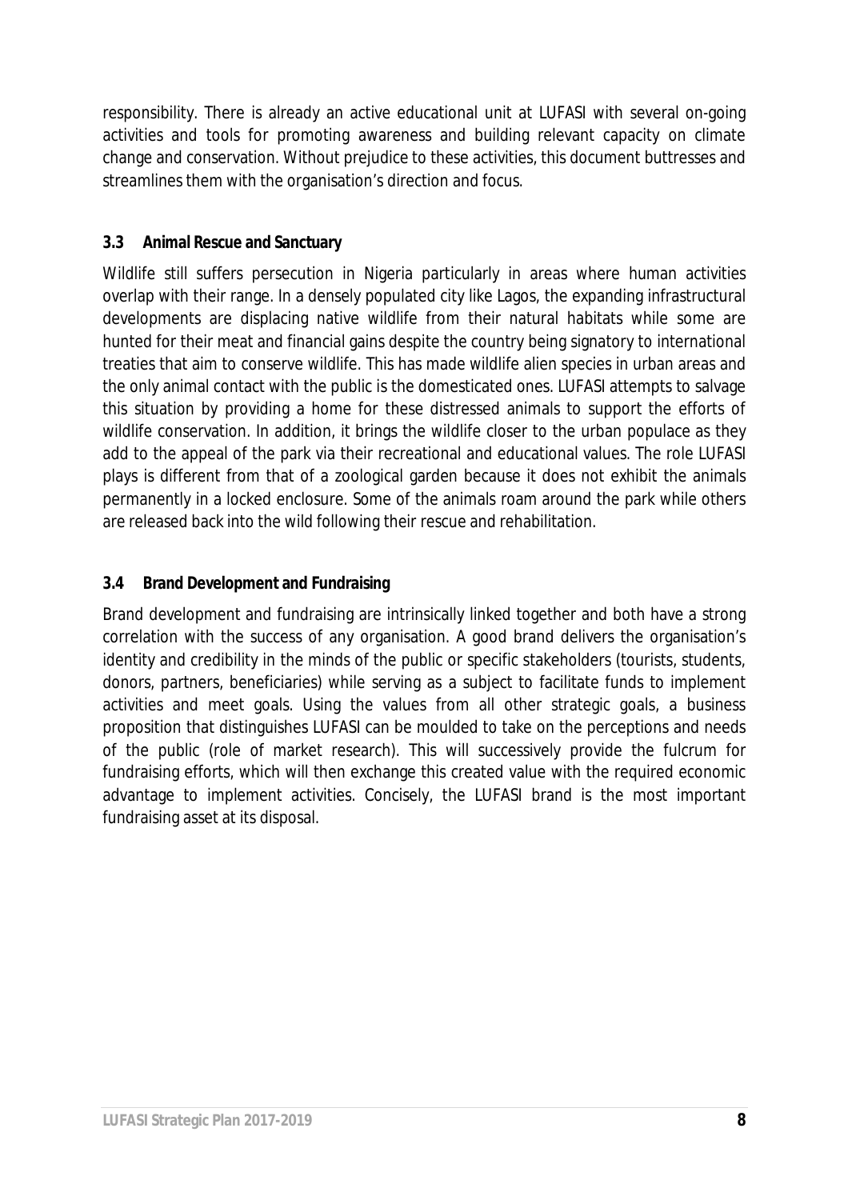responsibility. There is already an active educational unit at LUFASI with several on-going activities and tools for promoting awareness and building relevant capacity on climate change and conservation. Without prejudice to these activities, this document buttresses and streamlines them with the organisation's direction and focus.

### 3.3 Animal Rescue and Sanctuary

Wildlife still suffers persecution in Nigeria particularly in areas where human activities overlap with their range. In a densely populated city like Lagos, the expanding infrastructural developments are displacing native wildlife from their natural habitats while some are hunted for their meat and financial gains despite the country being signatory to international treaties that aim to conserve wildlife. This has made wildlife alien species in urban areas and the only animal contact with the public is the domesticated ones. LUFASI attempts to salvage this situation by providing a home for these distressed animals to support the efforts of wildlife conservation. In addition, it brings the wildlife closer to the urban populace as they add to the appeal of the park via their recreational and educational values. The role LUFASI plays is different from that of a zoological garden because it does not exhibit the animals permanently in a locked enclosure. Some of the animals roam around the park while others are released back into the wild following their rescue and rehabilitation.

### 3.4 Brand Development and Fundraising

Brand development and fundraising are intrinsically linked together and both have a strong correlation with the success of any organisation. A good brand delivers the organisation's identity and credibility in the minds of the public or specific stakeholders (tourists, students, donors, partners, beneficiaries) while serving as a subject to facilitate funds to implement activities and meet goals. Using the values from all other strategic goals, a business proposition that distinguishes LUFASI can be moulded to take on the perceptions and needs of the public (role of market research). This will successively provide the fulcrum for fundraising efforts, which will then exchange this created value with the required economic advantage to implement activities. Concisely, the LUFASI brand is the most important fundraising asset at its disposal.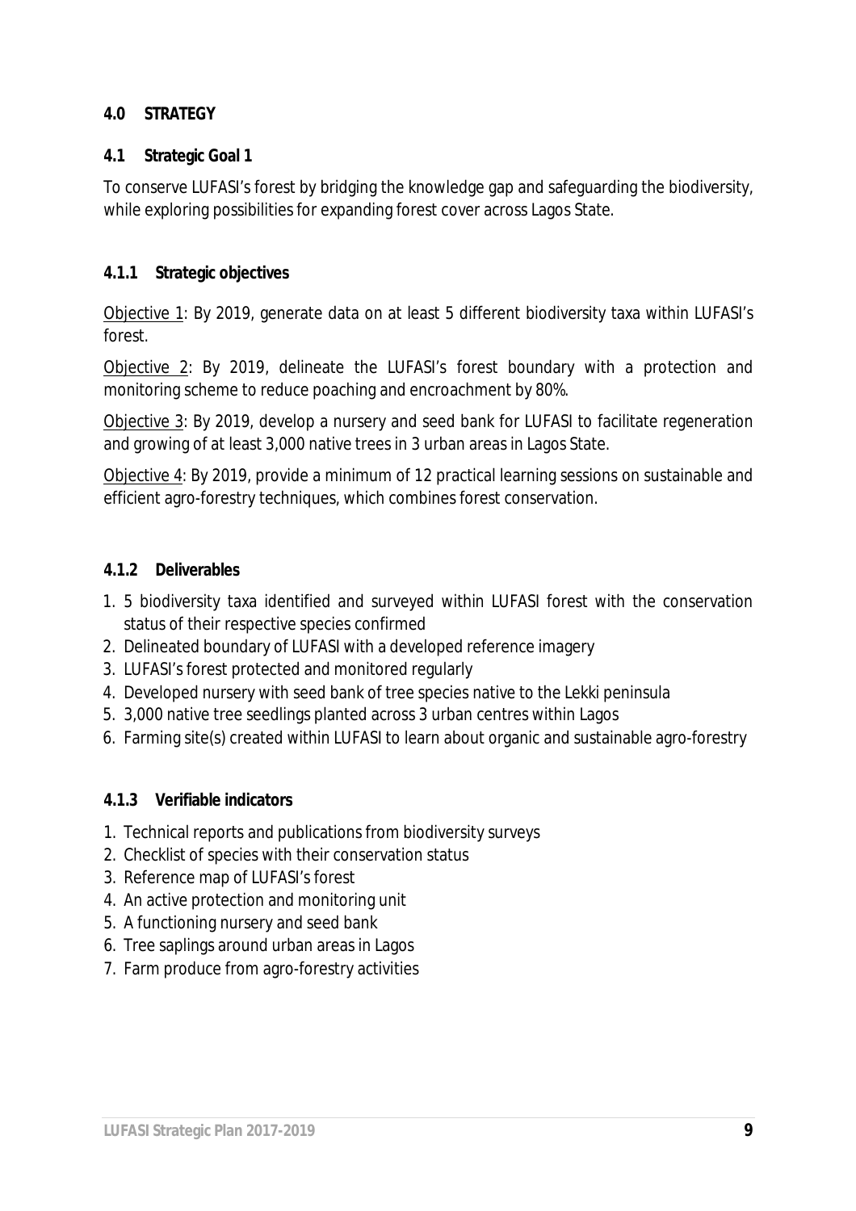# 4.0 STRATEGY

## 4.1 Strategic Goal 1

To conserve LUFASI's forest by bridging the knowledge gap and safeguarding the biodiversity, while exploring possibilities for expanding forest cover across Lagos State.

### 4.1.1 Strategic objectives

Objective 1: By 2019, generate data on at least 5 different biodiversity taxa within LUFASI's forest.

Objective 2: By 2019, delineate the LUFASI's forest boundary with a protection and monitoring scheme to reduce poaching and encroachment by 80%.

Objective 3: By 2019, develop a nursery and seed bank for LUFASI to facilitate regeneration and growing of at least 3,000 native trees in 3 urban areas in Lagos State.

Objective 4: By 2019, provide a minimum of 12 practical learning sessions on sustainable and efficient agro-forestry techniques, which combines forest conservation.

### 4.1.2 Deliverables

1. 5 biodiversity taxa identified and surveyed within LUFASI forest with the conservation status of their respective species confirmed
2. Delineated boundary of LUFASI with a developed reference imagery
3. LUFASI's forest protected and monitored regularly
4. Developed nursery with seed bank of tree species native to the Lekki peninsula
5. 3,000 native tree seedlings planted across 3 urban centres within Lagos
6. Farming site(s) created within LUFASI to learn about organic and sustainable agro-forestry

### 4.1.3 Verifiable indicators

1. Technical reports and publications from biodiversity surveys
2. Checklist of species with their conservation status
3. Reference map of LUFASI's forest
4. An active protection and monitoring unit
5. A functioning nursery and seed bank
6. Tree saplings around urban areas in Lagos
7. Farm produce from agro-forestry activities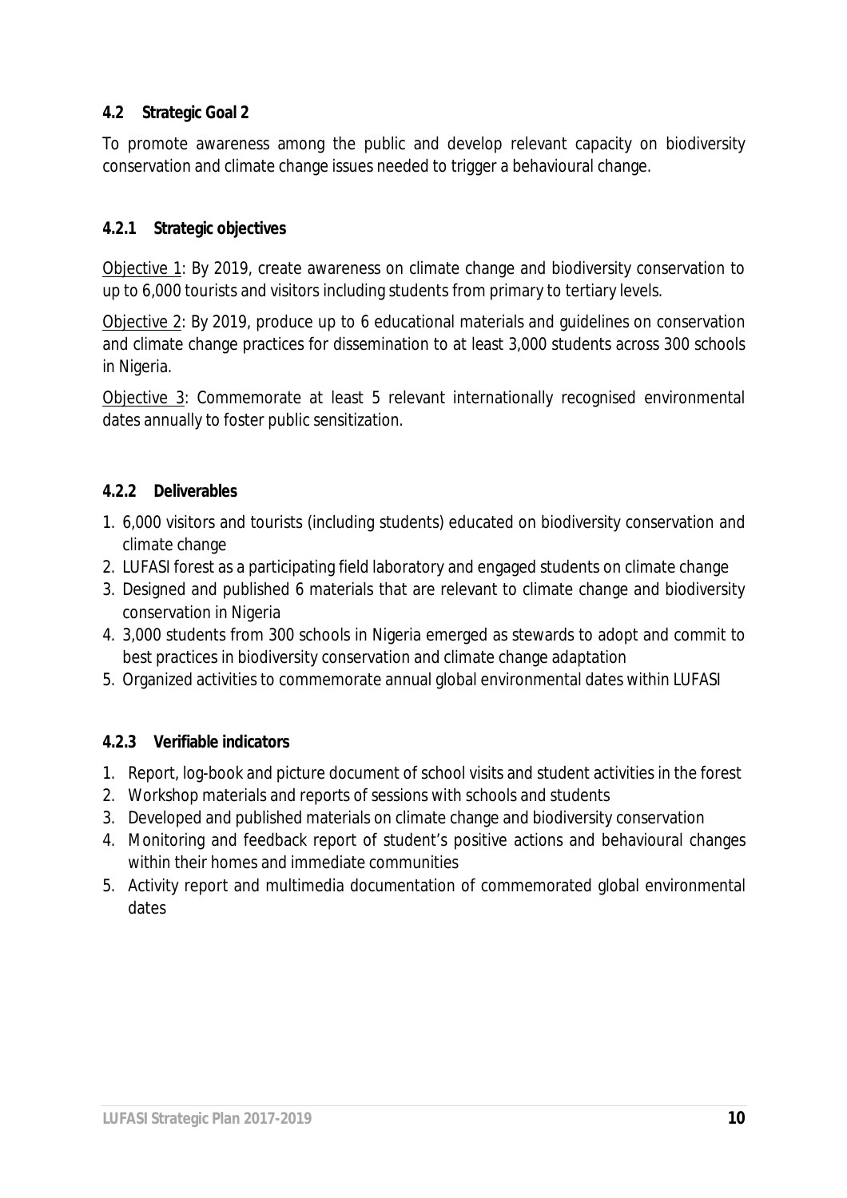### 4.2 Strategic Goal 2

To promote awareness among the public and develop relevant capacity on biodiversity conservation and climate change issues needed to trigger a behavioural change.

#### 4.2.1 Strategic objectives

Objective 1: By 2019, create awareness on climate change and biodiversity conservation to up to 6,000 tourists and visitors including students from primary to tertiary levels.

Objective 2: By 2019, produce up to 6 educational materials and guidelines on conservation and climate change practices for dissemination to at least 3,000 students across 300 schools in Nigeria.

Objective 3: Commemorate at least 5 relevant internationally recognised environmental dates annually to foster public sensitization.

#### 4.2.2 Deliverables

1. 6,000 visitors and tourists (including students) educated on biodiversity conservation and climate change
2. LUFASI forest as a participating field laboratory and engaged students on climate change
3. Designed and published 6 materials that are relevant to climate change and biodiversity conservation in Nigeria
4. 3,000 students from 300 schools in Nigeria emerged as stewards to adopt and commit to best practices in biodiversity conservation and climate change adaptation
5. Organized activities to commemorate annual global environmental dates within LUFASI

#### 4.2.3 Verifiable indicators

1. Report, log-book and picture document of school visits and student activities in the forest
2. Workshop materials and reports of sessions with schools and students
3. Developed and published materials on climate change and biodiversity conservation
4. Monitoring and feedback report of student's positive actions and behavioural changes within their homes and immediate communities
5. Activity report and multimedia documentation of commemorated global environmental dates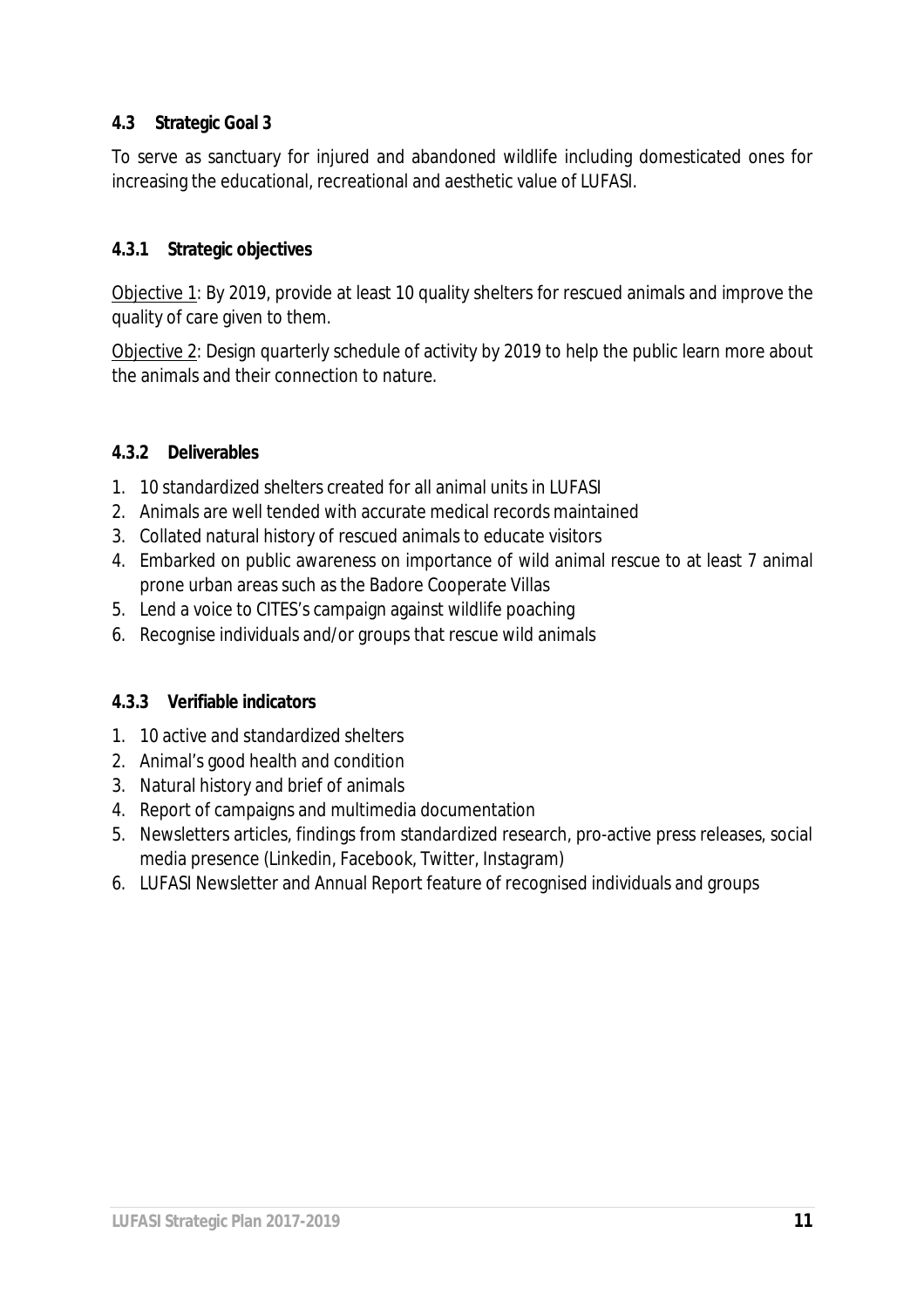### 4.3 Strategic Goal 3

To serve as sanctuary for injured and abandoned wildlife including domesticated ones for increasing the educational, recreational and aesthetic value of LUFASI.

#### 4.3.1 Strategic objectives

<u>Objective 1</u>: By 2019, provide at least 10 quality shelters for rescued animals and improve the quality of care given to them.

<u>Objective 2</u>: Design quarterly schedule of activity by 2019 to help the public learn more about the animals and their connection to nature.

#### 4.3.2 Deliverables

1. 10 standardized shelters created for all animal units in LUFASI
2. Animals are well tended with accurate medical records maintained
3. Collated natural history of rescued animals to educate visitors
4. Embarked on public awareness on importance of wild animal rescue to at least 7 animal prone urban areas such as the Badore Cooperate Villas
5. Lend a voice to CITES's campaign against wildlife poaching
6. Recognise individuals and/or groups that rescue wild animals

#### 4.3.3 Verifiable indicators

1. 10 active and standardized shelters
2. Animal's good health and condition
3. Natural history and brief of animals
4. Report of campaigns and multimedia documentation
5. Newsletters articles, findings from standardized research, pro-active press releases, social media presence (Linkedin, Facebook, Twitter, Instagram)
6. LUFASI Newsletter and Annual Report feature of recognised individuals and groups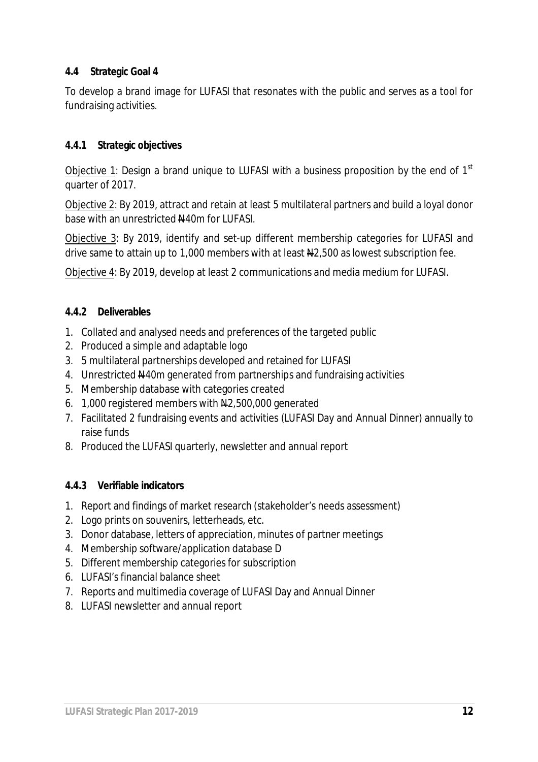### 4.4 Strategic Goal 4

To develop a brand image for LUFASI that resonates with the public and serves as a tool for fundraising activities.

#### 4.4.1 Strategic objectives

Objective 1: Design a brand unique to LUFASI with a business proposition by the end of $1^{st}$ quarter of 2017.

Objective 2: By 2019, attract and retain at least 5 multilateral partners and build a loyal donor base with an unrestricted ₦40m for LUFASI.

Objective 3: By 2019, identify and set-up different membership categories for LUFASI and drive same to attain up to 1,000 members with at least ₦2,500 as lowest subscription fee.

Objective 4: By 2019, develop at least 2 communications and media medium for LUFASI.

#### 4.4.2 Deliverables

1. Collated and analysed needs and preferences of the targeted public
2. Produced a simple and adaptable logo
3. 5 multilateral partnerships developed and retained for LUFASI
4. Unrestricted ₦40m generated from partnerships and fundraising activities
5. Membership database with categories created
6. 1,000 registered members with ₦2,500,000 generated
7. Facilitated 2 fundraising events and activities (LUFASI Day and Annual Dinner) annually to raise funds
8. Produced the LUFASI quarterly, newsletter and annual report

#### 4.4.3 Verifiable indicators

1. Report and findings of market research (stakeholder's needs assessment)
2. Logo prints on souvenirs, letterheads, etc.
3. Donor database, letters of appreciation, minutes of partner meetings
4. Membership software/application database D
5. Different membership categories for subscription
6. LUFASI's financial balance sheet
7. Reports and multimedia coverage of LUFASI Day and Annual Dinner
8. LUFASI newsletter and annual report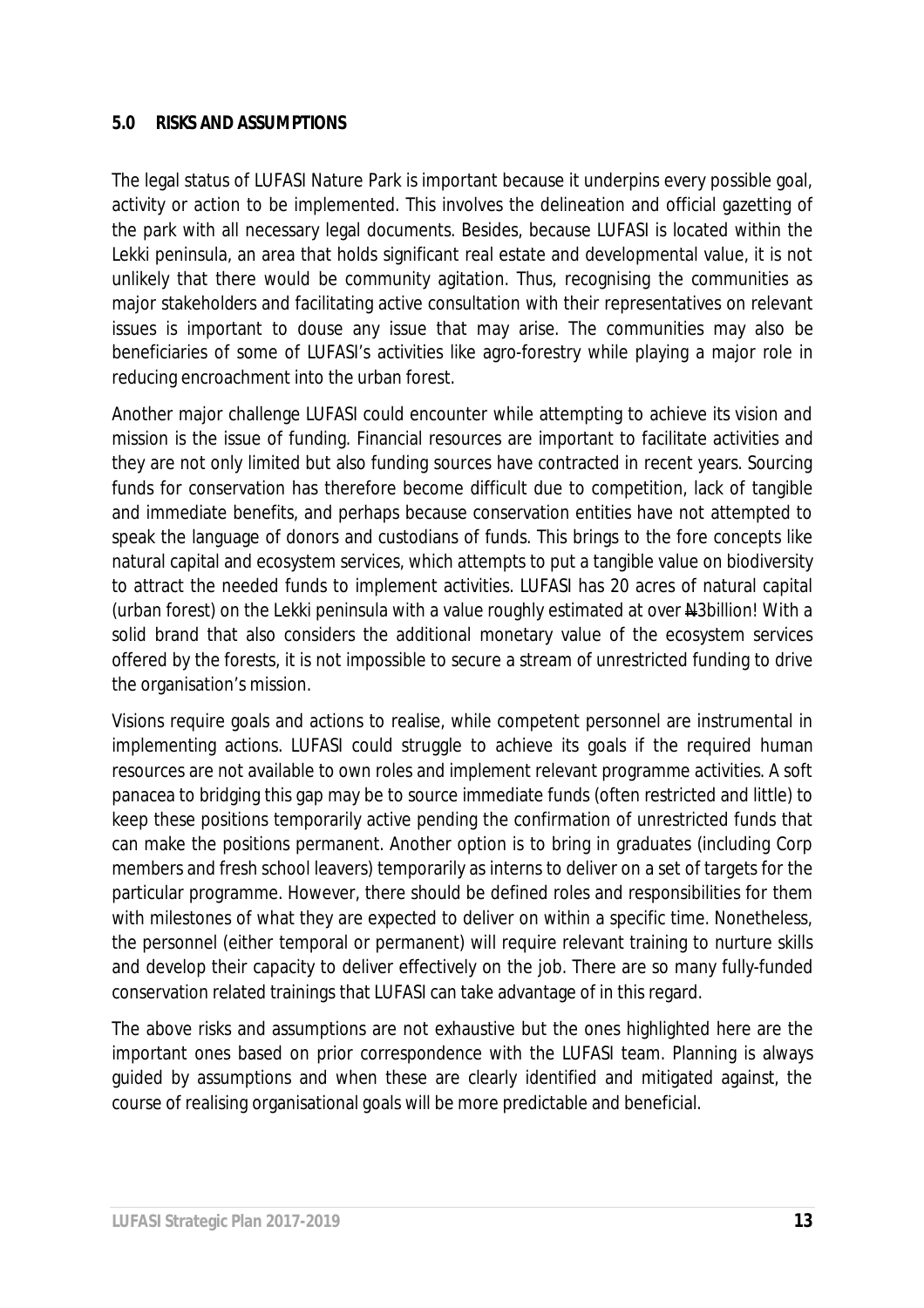## 5.0 RISKS AND ASSUMPTIONS

The legal status of LUFASI Nature Park is important because it underpins every possible goal, activity or action to be implemented. This involves the delineation and official gazetting of the park with all necessary legal documents. Besides, because LUFASI is located within the Lekki peninsula, an area that holds significant real estate and developmental value, it is not unlikely that there would be community agitation. Thus, recognising the communities as major stakeholders and facilitating active consultation with their representatives on relevant issues is important to douse any issue that may arise. The communities may also be beneficiaries of some of LUFASI's activities like agro-forestry while playing a major role in reducing encroachment into the urban forest.

Another major challenge LUFASI could encounter while attempting to achieve its vision and mission is the issue of funding. Financial resources are important to facilitate activities and they are not only limited but also funding sources have contracted in recent years. Sourcing funds for conservation has therefore become difficult due to competition, lack of tangible and immediate benefits, and perhaps because conservation entities have not attempted to speak the language of donors and custodians of funds. This brings to the fore concepts like natural capital and ecosystem services, which attempts to put a tangible value on biodiversity to attract the needed funds to implement activities. LUFASI has 20 acres of natural capital (urban forest) on the Lekki peninsula with a value roughly estimated at over ₦3billion! With a solid brand that also considers the additional monetary value of the ecosystem services offered by the forests, it is not impossible to secure a stream of unrestricted funding to drive the organisation's mission.

Visions require goals and actions to realise, while competent personnel are instrumental in implementing actions. LUFASI could struggle to achieve its goals if the required human resources are not available to own roles and implement relevant programme activities. A soft panacea to bridging this gap may be to source immediate funds (often restricted and little) to keep these positions temporarily active pending the confirmation of unrestricted funds that can make the positions permanent. Another option is to bring in graduates (including Corp members and fresh school leavers) temporarily as interns to deliver on a set of targets for the particular programme. However, there should be defined roles and responsibilities for them with milestones of what they are expected to deliver on within a specific time. Nonetheless, the personnel (either temporal or permanent) will require relevant training to nurture skills and develop their capacity to deliver effectively on the job. There are so many fully-funded conservation related trainings that LUFASI can take advantage of in this regard.

The above risks and assumptions are not exhaustive but the ones highlighted here are the important ones based on prior correspondence with the LUFASI team. Planning is always guided by assumptions and when these are clearly identified and mitigated against, the course of realising organisational goals will be more predictable and beneficial.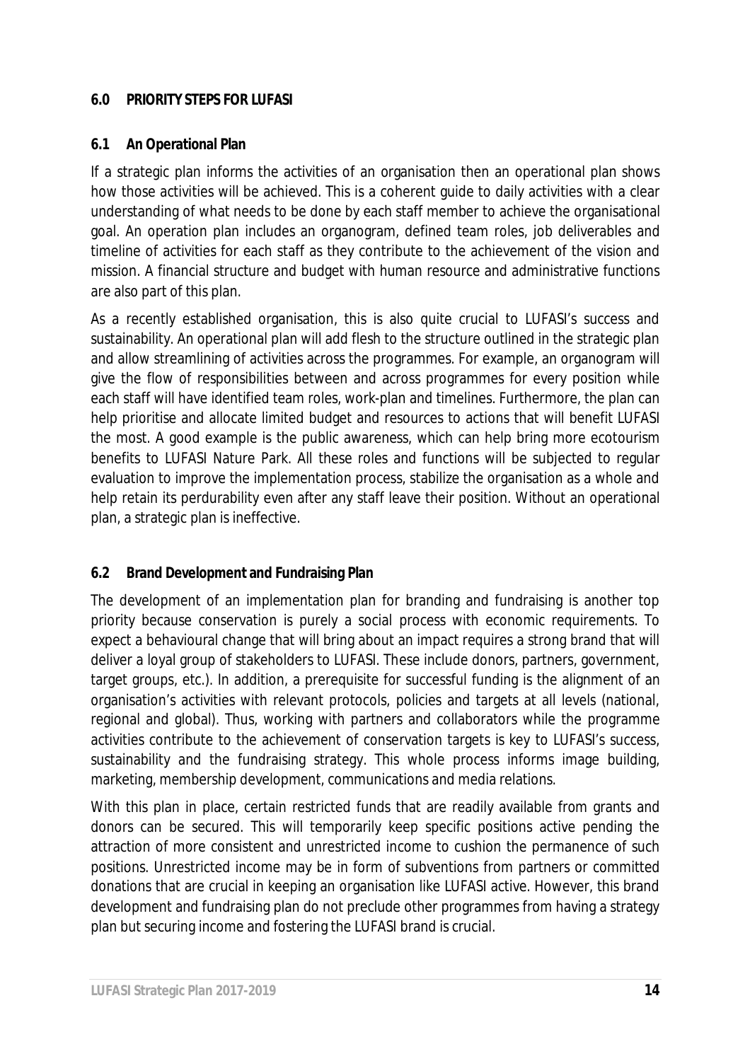## 6.0 PRIORITY STEPS FOR LUFASI

### 6.1 An Operational Plan

If a strategic plan informs the activities of an organisation then an operational plan shows how those activities will be achieved. This is a coherent guide to daily activities with a clear understanding of what needs to be done by each staff member to achieve the organisational goal. An operation plan includes an organogram, defined team roles, job deliverables and timeline of activities for each staff as they contribute to the achievement of the vision and mission. A financial structure and budget with human resource and administrative functions are also part of this plan.

As a recently established organisation, this is also quite crucial to LUFASI's success and sustainability. An operational plan will add flesh to the structure outlined in the strategic plan and allow streamlining of activities across the programmes. For example, an organogram will give the flow of responsibilities between and across programmes for every position while each staff will have identified team roles, work-plan and timelines. Furthermore, the plan can help prioritise and allocate limited budget and resources to actions that will benefit LUFASI the most. A good example is the public awareness, which can help bring more ecotourism benefits to LUFASI Nature Park. All these roles and functions will be subjected to regular evaluation to improve the implementation process, stabilize the organisation as a whole and help retain its perdurability even after any staff leave their position. Without an operational plan, a strategic plan is ineffective.

### 6.2 Brand Development and Fundraising Plan

The development of an implementation plan for branding and fundraising is another top priority because conservation is purely a social process with economic requirements. To expect a behavioural change that will bring about an impact requires a strong brand that will deliver a loyal group of stakeholders to LUFASI. These include donors, partners, government, target groups, etc.). In addition, a prerequisite for successful funding is the alignment of an organisation's activities with relevant protocols, policies and targets at all levels (national, regional and global). Thus, working with partners and collaborators while the programme activities contribute to the achievement of conservation targets is key to LUFASI's success, sustainability and the fundraising strategy. This whole process informs image building, marketing, membership development, communications and media relations.

With this plan in place, certain restricted funds that are readily available from grants and donors can be secured. This will temporarily keep specific positions active pending the attraction of more consistent and unrestricted income to cushion the permanence of such positions. Unrestricted income may be in form of subventions from partners or committed donations that are crucial in keeping an organisation like LUFASI active. However, this brand development and fundraising plan do not preclude other programmes from having a strategy plan but securing income and fostering the LUFASI brand is crucial.